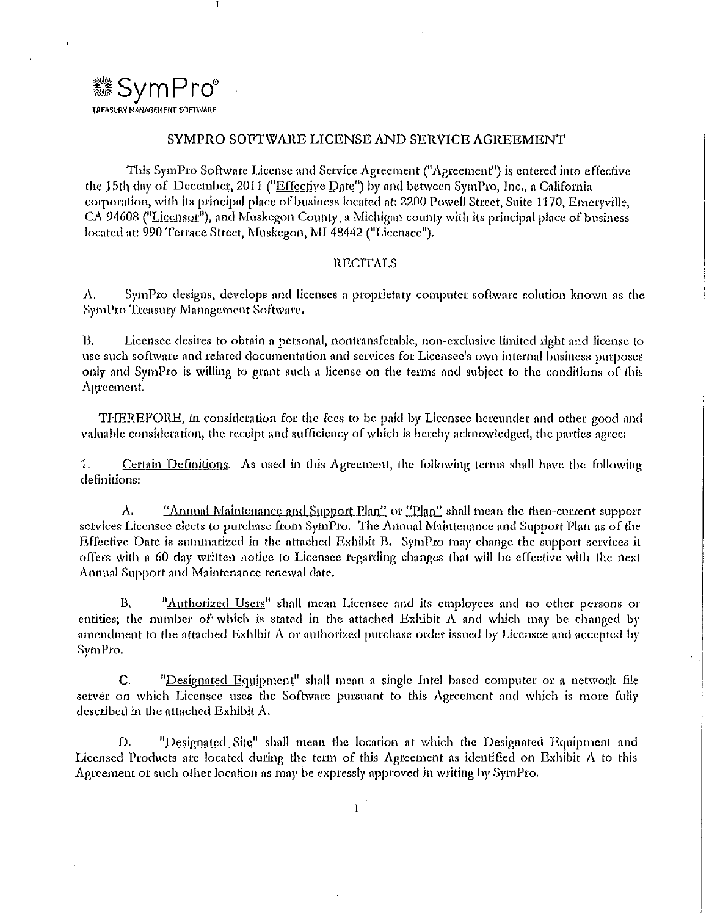SymPro®

TREASURY MANAGEMENT SOFTWARE

# SYMPRO SOFTWARE LICENSE AND SERVICE AGREEMENT

This SymPro Software License and Service Agreement ("Agreement") is entered into effective the 15th day of December, 2011 ("Effective Date") by and between SymPro, Inc., a California corporation, with its principal place of business located at: 2200 Powell Street, Suite 1170, Emeryville, CA 94608 ("Licensor"), and Muskegon County, a Michigan county with its principal place of business located at: 990 Terrace Street, Muskegon, MI 48442 ("Licensee").

## RECITALS

A. SymPro designs, develops and licenses a proprietary computer software solution known as the SymPro Treasury Management Software.

B. Licensee desires to obtain a personal, nontransferable, non-exclusive limited right and license to use such software and related documentation and services for Licensee's own internal business purposes only and SymPro is willing to grant such a license on the terms and subject to the conditions of this Agreement.

THEREFORE, in consideration for the fees to be paid by Licensee hereunder and other good and valuable consideration, the receipt and sufficiency of which is hereby acknowledged, the parties agree:

1. Certain Definitions. As used in this Agreement, the following terms shall have the following definitions:

A. "Annual Maintenance and Support Plan" or "Plan" shall mean the then-current support services Licensee elects to purchase from SymPro. The Annual Maintenance and Support Plan as of the Effective Date is summarized in the attached Exhibit B. SymPro may change the support services it offers with a 60 day written notice to Licensee regarding changes that will be effective with the next Annual Support and Maintenance renewal date.

B. "Authorized Users" shall mean Licensee and its employees and no other persons or entities; the number of which is stated in the attached Exhibit A and which may be changed by amendment to the attached Exhibit A or authorized purchase order issued by Licensee and accepted by SymPro.

C. "Designated Equipment" shall mean a single Intel based computer or a network file server on which Licensee uses the Software pursuant to this Agreement and which is more fully described in the attached Exhibit A.

D. "Designated Site" shall mean the location at which the Designated Equipment and Licensed Products are located during the term of this Agreement as identified on Exhibit A to this Agreement or such other location as may be expressly approved in writing by SymPro.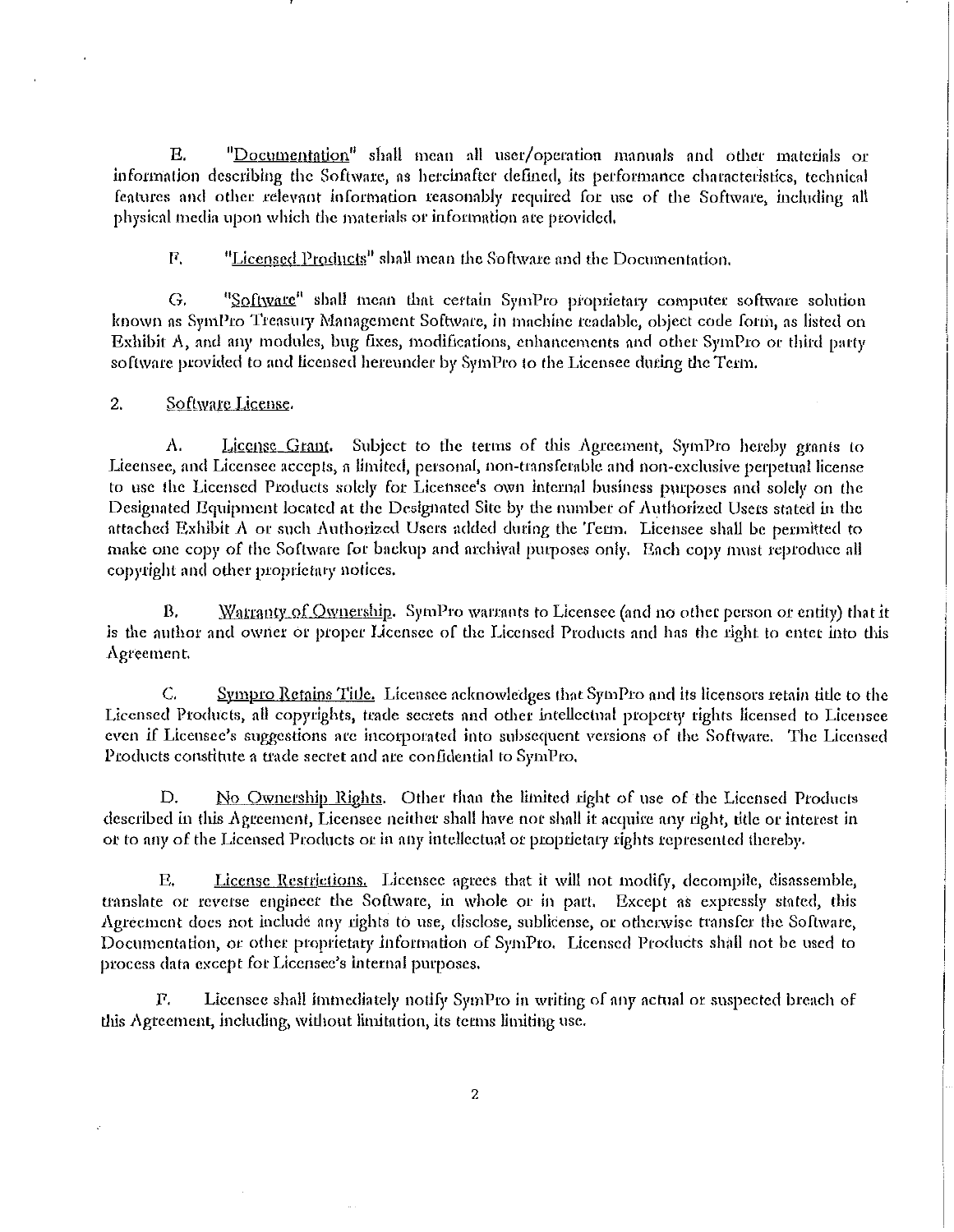E. "Documentation" shall mean all user/operation manuals and other materials or information describing the Software, as hereinafter defined, its performance characteristics, technical features and other relevant information reasonably required for use of the Software, including all physical media upon which the materials or information are provided.

F. "Licensed Products" shall mean the Software and the Documentation.

G. "Software" shall mean that certain SymPro proprietary computer software solution known as SymPro Treasury Management Software, in machine readable, object code form, as listed on Exhibit A, and any modules, bug fixes, modifications, enhancements and other SymPro or third party software provided to and licensed hereunder by SymPro to the Licensee during the Term.

2. Software License.

A. License Grant. Subject to the terms of this Agreement, SymPro hereby grants to Licensee, and Licensee accepts, a limited, personal, non-transferable and non-exclusive perpetual license to use the Licensed Products solely for Licensee's own internal business purposes and solely on the Designated Equipment located at the Designated Site by the number of Authorized Users stated in the attached Exhibit A or such Authorized Users added during the Term. Licensee shall be permitted to make one copy of the Software for backup and archival purposes only. Each copy must reproduce all copyright and other proprietary notices.

B. Warranty of Ownership. SymPro warrants to Licensee (and no other person or entity) that it is the author and owner or proper Licensee of the Licensed Products and has the right to enter into this Agreement.

C. Sympro Retains Title. Licensee acknowledges that SymPro and its licensors retain title to the Licensed Products, all copyrights, trade secrets and other intellectual property rights licensed to Licensee even if Licensee's suggestions are incorporated into subsequent versions of the Software. The Licensed Products constitute a trade secret and are confidential to SymPro.

D. No Ownership Rights. Other than the limited right of use of the Licensed Products described in this Agreement, Licensee neither shall have nor shall it acquire any right, title or interest in or to any of the Licensed Products or in any intellectual or proprietary rights represented thereby.

E. License Restrictions. Licensee agrees that it will not modify, decompile, disassemble, translate or reverse engineer the Software, in whole or in part. Except as expressly stated, this Agreement does not include any rights to use, disclose, sublicense, or otherwise transfer the Software, Documentation, or other proprietary information of SymPro. Licensed Products shall not be used to process data except for Licensee's internal purposes.

F. Licensee shall immediately notify SymPro in writing of any actual or suspected breach of this Agreement, including, without limitation, its terms limiting use.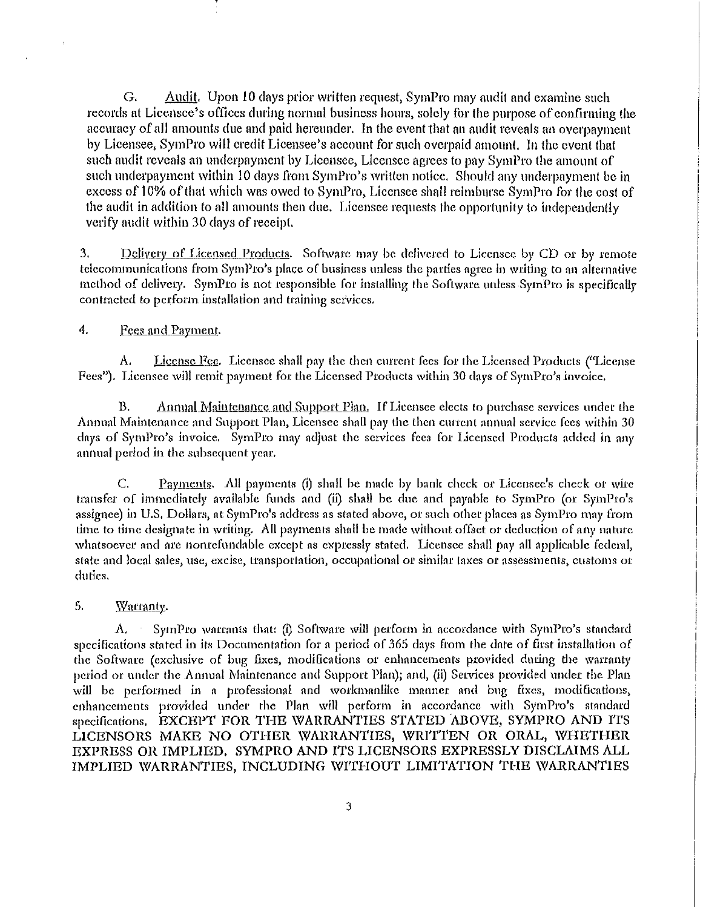G. Audit. Upon 10 days prior written request, SymPro may audit and examine such records at Licensee's offices during normal business hours, solely for the purpose of confirming the accuracy of all amounts due and paid hereunder. In the event that an audit reveals an overpayment by Licensee, SymPro will credit Licensee's account for such overpaid amount. In the event that such audit reveals an underpayment by Licensee, Licensee agrees to pay SymPro the amount of such underpayment within 10 days from SymPro's written notice. Should any underpayment be in excess of 10% of that which was owed to SymPro, Licensee shall reimburse SymPro for the cost of the audit in addition to all amounts then due. Licensee requests the opportunity to independently verify audit within 30 days of receipt.

3. Delivery of Licensed Products. Software may be delivered to Licensee by CD or by remote telecommunications from SymPro's place of business unless the parties agree in writing to an alternative method of delivery. SymPro is not responsible for installing the Software unless SymPro is specifically contracted to perform installation and training services.

4. Fees and Payment.

A. License Fee. Licensee shall pay the then current fees for the Licensed Products ("License Fees"). Licensee will remit payment for the Licensed Products within 30 days of SymPro's invoice.

B. Annual Maintenance and Support Plan. If Licensee elects to purchase services under the Annual Maintenance and Support Plan, Licensee shall pay the then current annual service fees within 30 days of SymPro's invoice. SymPro may adjust the services fees for Licensed Products added in any annual period in the subsequent year.

C. Payments. All payments (i) shall be made by bank check or Licensee's check or wire transfer of immediately available funds and (ii) shall be due and payable to SymPro (or SymPro's assignee) in U.S. Dollars, at SymPro's address as stated above, or such other places as SymPro may from time to time designate in writing. All payments shall be made without offset or deduction of any nature whatsoever and are nonrefundable except as expressly stated. Licensee shall pay all applicable federal, state and local sales, use, excise, transportation, occupational or similar taxes or assessments, customs or duties.

5. Warranty.

A. SymPro warrants that: (i) Software will perform in accordance with SymPro's standard specifications stated in its Documentation for a period of 365 days from the date of first installation of the Software (exclusive of bug fixes, modifications or enhancements provided during the warranty period or under the Annual Maintenance and Support Plan); and, (ii) Services provided under the Plan will be performed in a professional and workmanlike manner and bug fixes, modifications, enhancements provided under the Plan will perform in accordance with SymPro's standard specifications. EXCEPT FOR THE WARRANTIES STATED ABOVE, SYMPRO AND ITS LICENSORS MAKE NO OTHER WARRANTIES, WRITTEN OR ORAL, WHETHER EXPRESS OR IMPLIED. SYMPRO AND ITS LICENSORS EXPRESSLY DISCLAIMS ALL IMPLIED WARRANTIES, INCLUDING WITHOUT LIMITATION THE WARRANTIES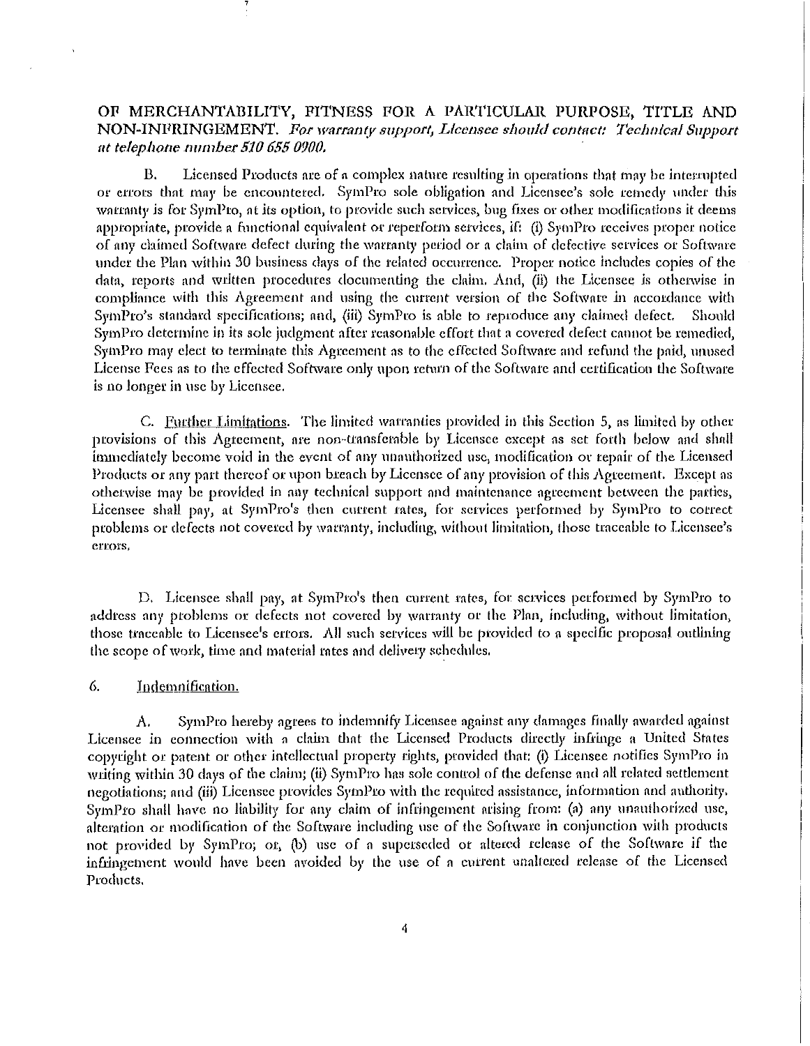OF MERCHANTABILITY, FITNESS FOR A PARTICULAR PURPOSE, TITLE AND NON-INFRINGEMENT. *For warranty support, Licensee should contact: Technical Support at telephone number 510 655 0900.*

B. Licensed Products are of a complex nature resulting in operations that may be interrupted or errors that may be encountered. SymPro sole obligation and Licensee's sole remedy under this warranty is for SymPro, at its option, to provide such services, bug fixes or other modifications it deems appropriate, provide a functional equivalent or reperform services, if: (i) SymPro receives proper notice of any claimed Software defect during the warranty period or a claim of defective services or Software under the Plan within 30 business days of the related occurrence. Proper notice includes copies of the data, reports and written procedures documenting the claim. And, (ii) the Licensee is otherwise in compliance with this Agreement and using the current version of the Software in accordance with SymPro's standard specifications; and, (iii) SymPro is able to reproduce any claimed defect. Should SymPro determine in its sole judgment after reasonable effort that a covered defect cannot be remedied, SymPro may elect to terminate this Agreement as to the effected Software and refund the paid, unused License Fees as to the effected Software only upon return of the Software and certification the Software is no longer in use by Licensee.

C. Further Limitations. The limited warranties provided in this Section 5, as limited by other provisions of this Agreement, are non-transferable by Licensee except as set forth below and shall immediately become void in the event of any unauthorized use, modification or repair of the Licensed Products or any part thereof or upon breach by Licensee of any provision of this Agreement. Except as otherwise may be provided in any technical support and maintenance agreement between the parties, Licensee shall pay, at SymPro's then current rates, for services performed by SymPro to correct problems or defects not covered by warranty, including, without limitation, those traceable to Licensee's errors.

D. Licensee shall pay, at SymPro's then current rates, for services performed by SymPro to address any problems or defects not covered by warranty or the Plan, including, without limitation, those traceable to Licensee's errors. All such services will be provided to a specific proposal outlining the scope of work, time and material rates and delivery schedules.

6. Indemnification.

A. SymPro hereby agrees to indemnify Licensee against any damages finally awarded against Licensee in connection with a claim that the Licensed Products directly infringe a United States copyright or patent or other intellectual property rights, provided that: (i) Licensee notifies SymPro in writing within 30 days of the claim; (ii) SymPro has sole control of the defense and all related settlement negotiations; and (iii) Licensee provides SymPro with the required assistance, information and authority. SymPro shall have no liability for any claim of infringement arising from: (a) any unauthorized use, alteration or modification of the Software including use of the Software in conjunction with products not provided by SymPro; or, (b) use of a superseded or altered release of the Software if the infringement would have been avoided by the use of a current unaltered release of the Licensed Products.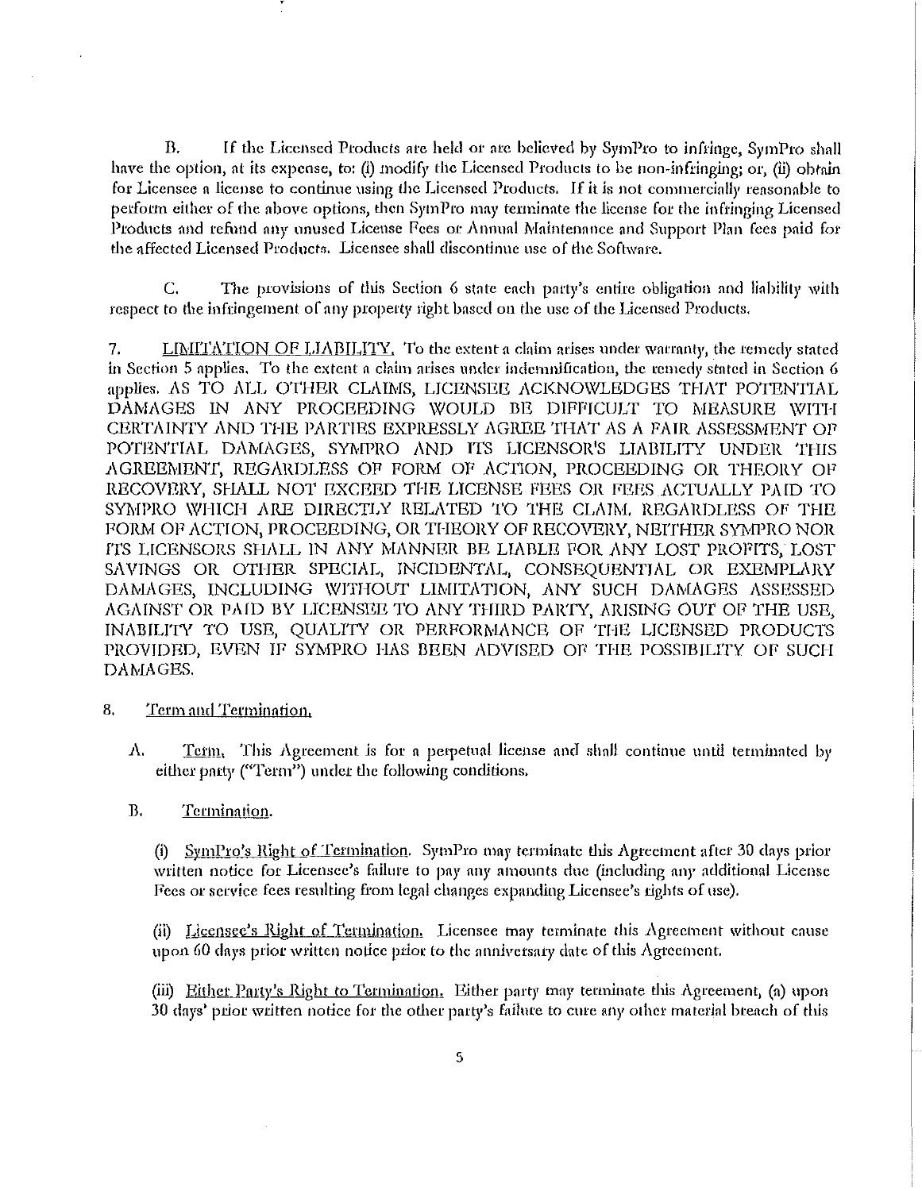B. If the Licensed Products are held or are believed by SymPro to infringe, SymPro shall have the option, at its expense, to: (i) modify the Licensed Products to be non-infringing; or, (ii) obtain for Licensee a license to continue using the Licensed Products. If it is not commercially reasonable to perform either of the above options, then SymPro may terminate the license for the infringing Licensed Products and refund any unused License Fees or Annual Maintenance and Support Plan fees paid for the affected Licensed Products. Licensee shall discontinue use of the Software.

C. The provisions of this Section 6 state each party's entire obligation and liability with respect to the infringement of any property right based on the use of the Licensed Products.

7. <u>LIMITATION OF LIABILITY.</u> To the extent a claim arises under warranty, the remedy stated in Section 5 applies. To the extent a claim arises under indemnification, the remedy stated in Section 6 applies. AS TO ALL OTHER CLAIMS, LICENSEE ACKNOWLEDGES THAT POTENTIAL DAMAGES IN ANY PROCEEDING WOULD BE DIFFICULT TO MEASURE WITH CERTAINTY AND THE PARTIES EXPRESSLY AGREE THAT AS A FAIR ASSESSMENT OF POTENTIAL DAMAGES, SYMPRO AND ITS LICENSOR'S LIABILITY UNDER THIS AGREEMENT, REGARDLESS OF FORM OF ACTION, PROCEEDING OR THEORY OF RECOVERY, SHALL NOT EXCEED THE LICENSE FEES OR FEES ACTUALLY PAID TO SYMPRO WHICH ARE DIRECTLY RELATED TO THE CLAIM. REGARDLESS OF THE FORM OF ACTION, PROCEEDING, OR THEORY OF RECOVERY, NEITHER SYMPRO NOR ITS LICENSORS SHALL IN ANY MANNER BE LIABLE FOR ANY LOST PROFITS, LOST SAVINGS OR OTHER SPECIAL, INCIDENTAL, CONSEQUENTIAL OR EXEMPLARY DAMAGES, INCLUDING WITHOUT LIMITATION, ANY SUCH DAMAGES ASSESSED AGAINST OR PAID BY LICENSEE TO ANY THIRD PARTY, ARISING OUT OF THE USE, INABILITY TO USE, QUALITY OR PERFORMANCE OF THE LICENSED PRODUCTS PROVIDED, EVEN IF SYMPRO HAS BEEN ADVISED OF THE POSSIBILITY OF SUCH DAMAGES.

8. <u>Term and Termination.</u>

A. <u>Term.</u> This Agreement is for a perpetual license and shall continue until terminated by either party ("Term") under the following conditions.

B. <u>Termination.</u>

(i) <u>SymPro's Right of Termination.</u> SymPro may terminate this Agreement after 30 days prior written notice for Licensee's failure to pay any amounts due (including any additional License Fees or service fees resulting from legal changes expanding Licensee's rights of use).

(ii) <u>Licensee's Right of Termination.</u> Licensee may terminate this Agreement without cause upon 60 days prior written notice prior to the anniversary date of this Agreement.

(iii) <u>Either Party's Right to Termination.</u> Either party may terminate this Agreement, (a) upon 30 days' prior written notice for the other party's failure to cure any other material breach of this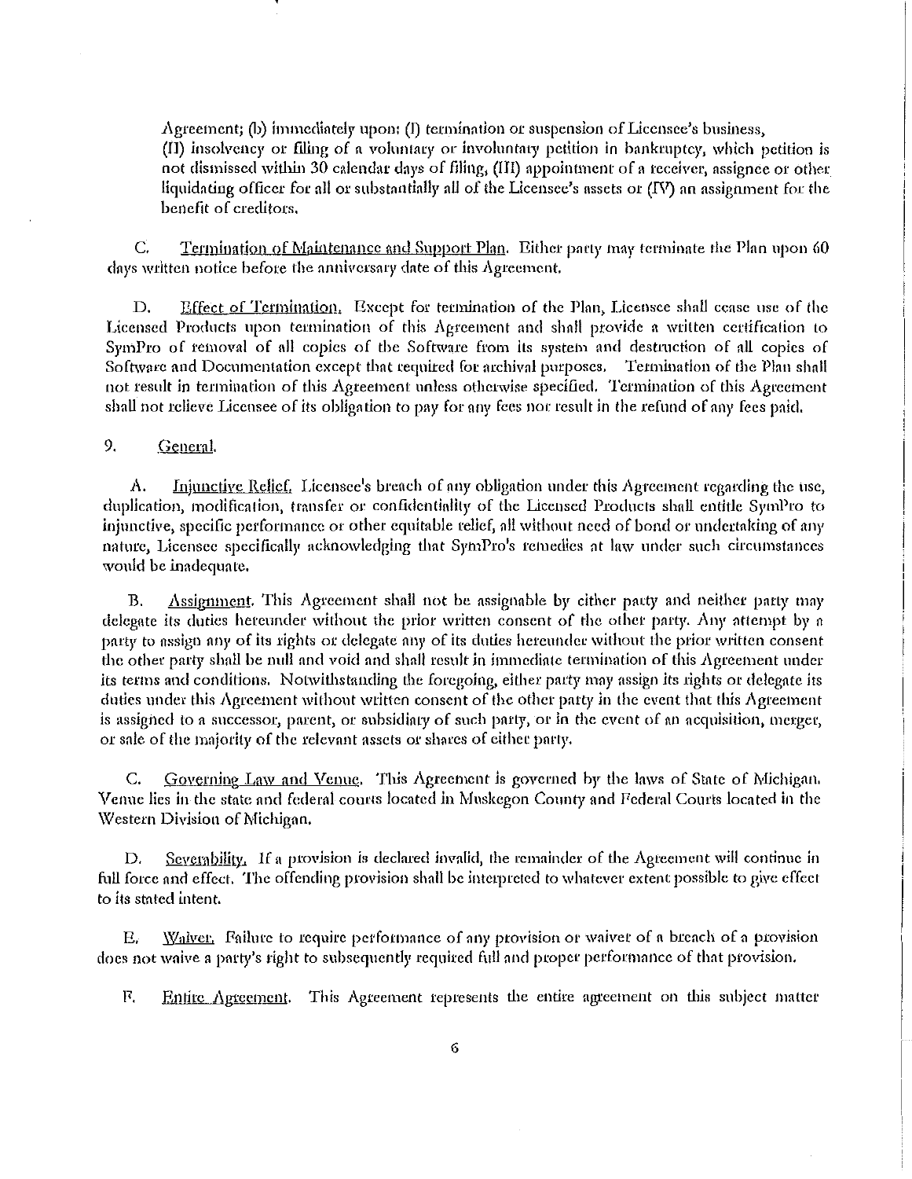Agreement; (b) immediately upon: (I) termination or suspension of Licensee's business, (II) insolvency or filing of a voluntary or involuntary petition in bankruptcy, which petition is not dismissed within 30 calendar days of filing, (III) appointment of a receiver, assignee or other liquidating officer for all or substantially all of the Licensee's assets or (IV) an assignment for the benefit of creditors.

C. Termination of Maintenance and Support Plan. Either party may terminate the Plan upon 60 days written notice before the anniversary date of this Agreement.

D. Effect of Termination. Except for termination of the Plan, Licensee shall cease use of the Licensed Products upon termination of this Agreement and shall provide a written certification to SymPro of removal of all copies of the Software from its system and destruction of all copies of Software and Documentation except that required for archival purposes. Termination of the Plan shall not result in termination of this Agreement unless otherwise specified. Termination of this Agreement shall not relieve Licensee of its obligation to pay for any fees nor result in the refund of any fees paid.

9. General.

A. Injunctive Relief. Licensee's breach of any obligation under this Agreement regarding the use, duplication, modification, transfer or confidentiality of the Licensed Products shall entitle SymPro to injunctive, specific performance or other equitable relief, all without need of bond or undertaking of any nature, Licensee specifically acknowledging that SymPro's remedies at law under such circumstances would be inadequate.

B. Assignment. This Agreement shall not be assignable by either party and neither party may delegate its duties hereunder without the prior written consent of the other party. Any attempt by a party to assign any of its rights or delegate any of its duties hereunder without the prior written consent the other party shall be null and void and shall result in immediate termination of this Agreement under its terms and conditions. Notwithstanding the foregoing, either party may assign its rights or delegate its duties under this Agreement without written consent of the other party in the event that this Agreement is assigned to a successor, parent, or subsidiary of such party, or in the event of an acquisition, merger, or sale of the majority of the relevant assets or shares of either party.

C. Governing Law and Venue. This Agreement is governed by the laws of State of Michigan. Venue lies in the state and federal courts located in Muskegon County and Federal Courts located in the Western Division of Michigan.

D. Severability. If a provision is declared invalid, the remainder of the Agreement will continue in full force and effect. The offending provision shall be interpreted to whatever extent possible to give effect to its stated intent.

E. Waiver. Failure to require performance of any provision or waiver of a breach of a provision does not waive a party's right to subsequently required full and proper performance of that provision.

F. Entire Agreement. This Agreement represents the entire agreement on this subject matter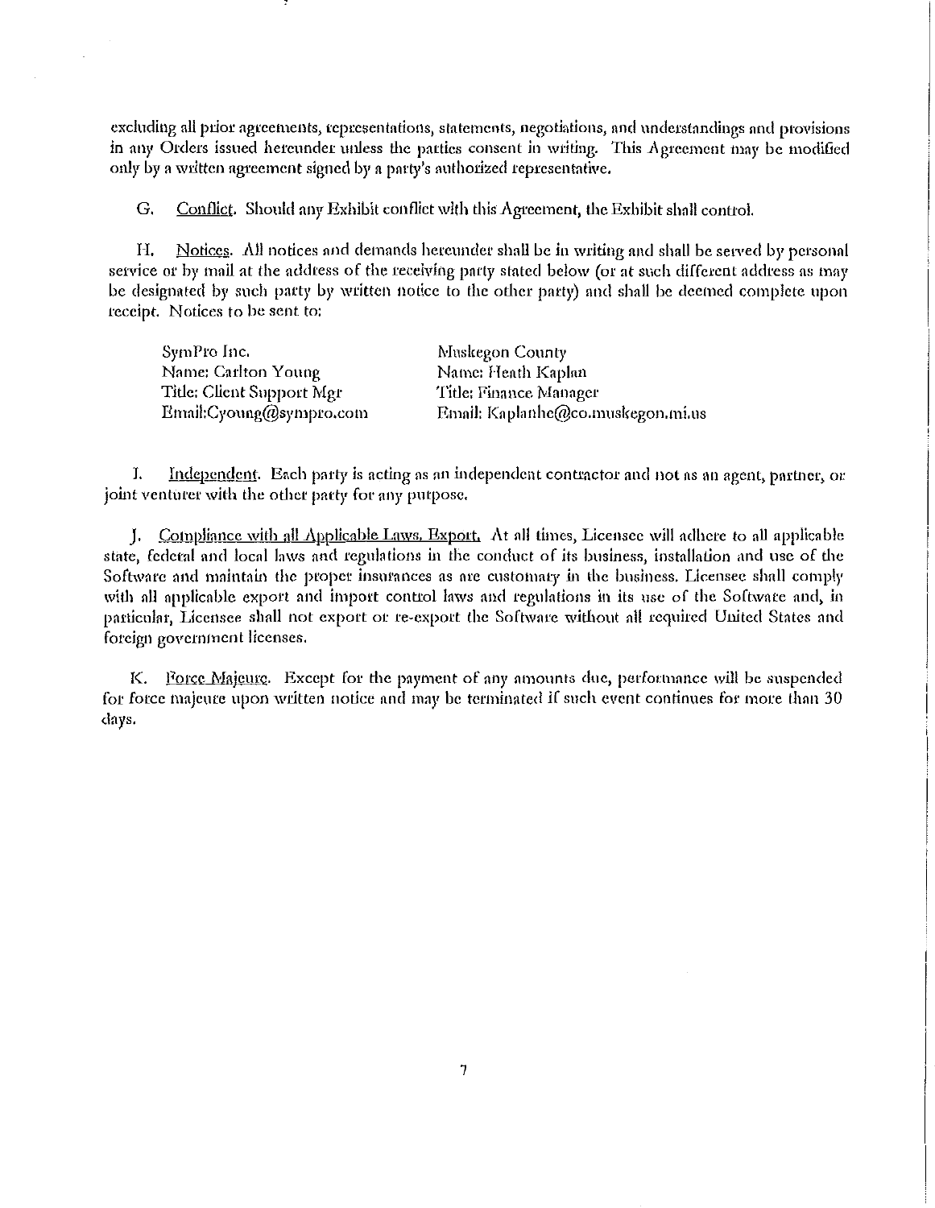excluding all prior agreements, representations, statements, negotiations, and understandings and provisions in any Orders issued hereunder unless the parties consent in writing. This Agreement may be modified only by a written agreement signed by a party's authorized representative.

G. Conflict. Should any Exhibit conflict with this Agreement, the Exhibit shall control.

H. Notices. All notices and demands hereunder shall be in writing and shall be served by personal service or by mail at the address of the receiving party stated below (or at such different address as may be designated by such party by written notice to the other party) and shall be deemed complete upon receipt. Notices to be sent to:

| | |
|---|---|
| SymPro Inc. | Muskegon County |
| Name: Carlton Young | Name: Heath Kaplan |
| Title: Client Support Mgr | Title: Finance Manager |
| Email:Cyoung@sympro.com | Email: Kaplanhe@co.muskegon.mi.us |

I. Independent. Each party is acting as an independent contractor and not as an agent, partner, or joint venturer with the other party for any purpose.

J. Compliance with all Applicable Laws, Export. At all times, Licensee will adhere to all applicable state, federal and local laws and regulations in the conduct of its business, installation and use of the Software and maintain the proper insurances as are customary in the business. Licensee shall comply with all applicable export and import control laws and regulations in its use of the Software and, in particular, Licensee shall not export or re-export the Software without all required United States and foreign government licenses.

K. Force Majeure. Except for the payment of any amounts due, performance will be suspended for force majeure upon written notice and may be terminated if such event continues for more than 30 days.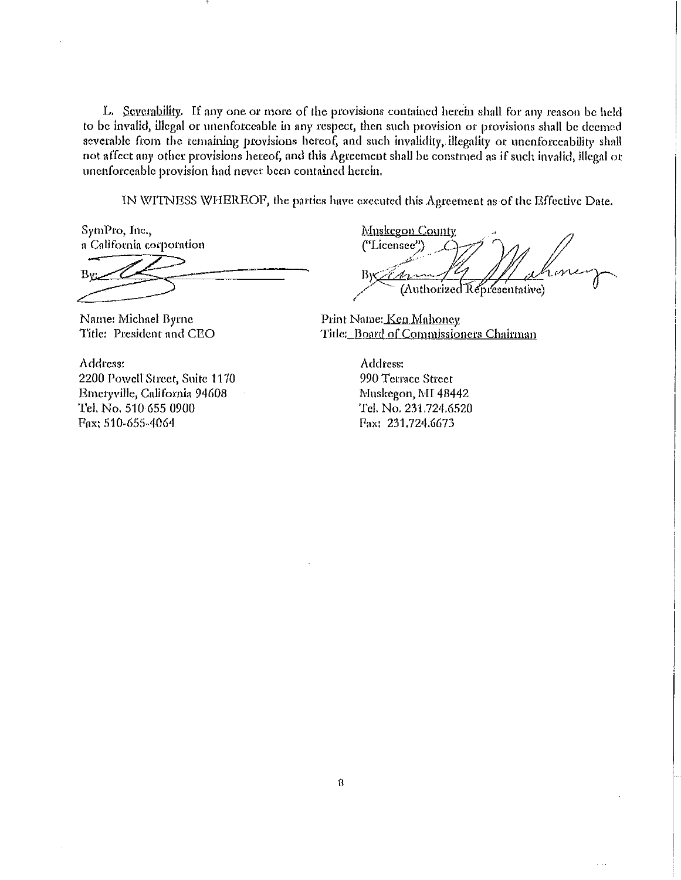L. Severability. If any one or more of the provisions contained herein shall for any reason be held to be invalid, illegal or unenforceable in any respect, then such provision or provisions shall be deemed severable from the remaining provisions hereof, and such invalidity, illegality or unenforceability shall not affect any other provisions hereof, and this Agreement shall be construed as if such invalid, illegal or unenforceable provision had never been contained herein.

IN WITNESS WHEREOF, the parties have executed this Agreement as of the Effective Date.

SymPro, Inc.,
a California corporation

By: ______________________

Name: Michael Byrne
Title: President and CEO

Address:
2200 Powell Street, Suite 1170
Emeryville, California 94608
Tel. No. 510 655 0900
Fax: 510-655-4064

Muskegon County
("Licensee")

By: ______________________
(Authorized Representative)

Print Name: Ken Mahoney
Title: Board of Commissioners Chairman

Address:
990 Terrace Street
Muskegon, MI 48442
Tel. No. 231.724.6520
Fax: 231.724.6673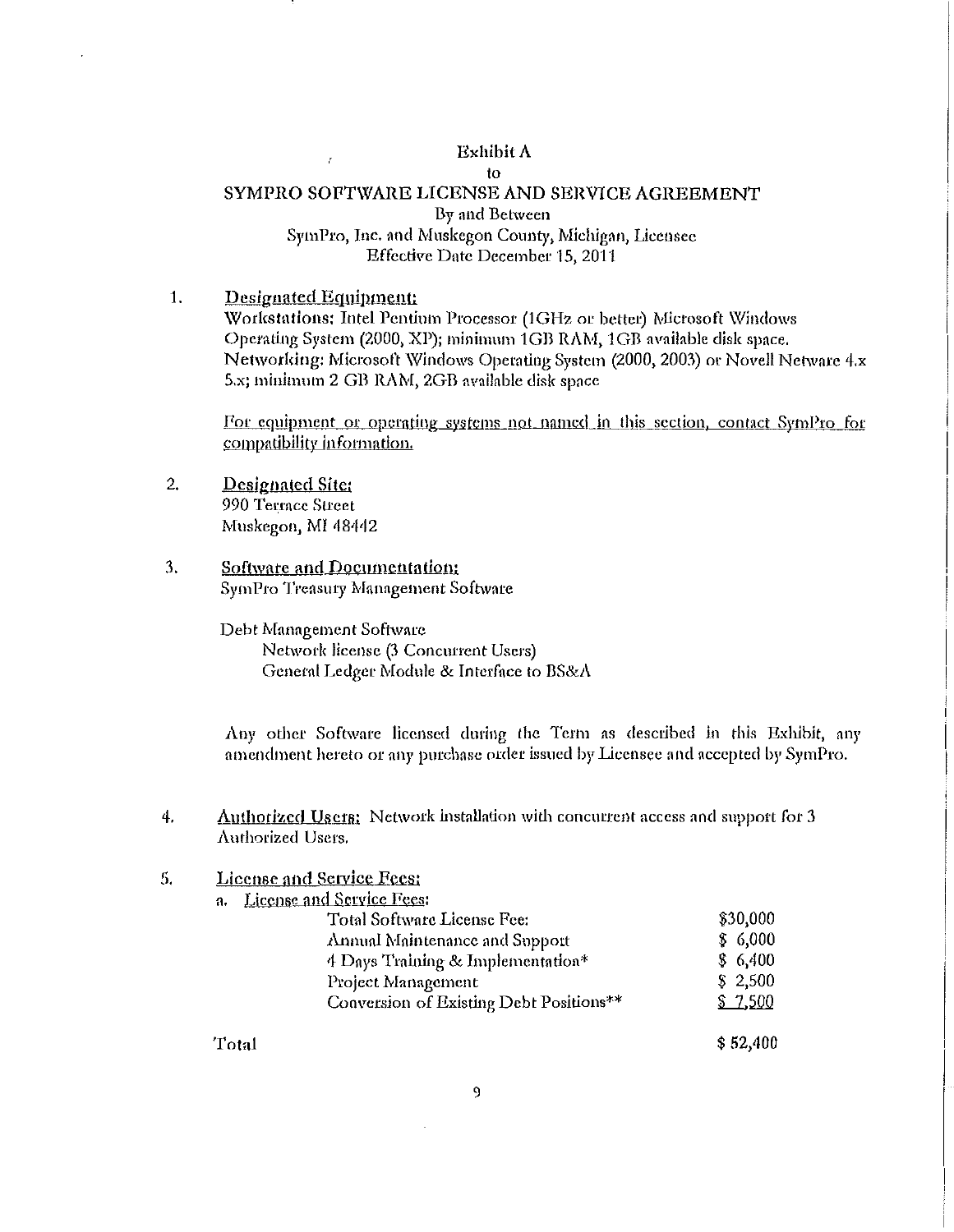Exhibit A
to
SYMPRO SOFTWARE LICENSE AND SERVICE AGREEMENT
By and Between
SymPro, Inc. and Muskegon County, Michigan, Licensee
Effective Date December 15, 2011

1. <u>Designated Equipment:</u>
   Workstations: Intel Pentium Processor (1GHz or better) Microsoft Windows Operating System (2000, XP); minimum 1GB RAM, 1GB available disk space.
   Networking: Microsoft Windows Operating System (2000, 2003) or Novell Netware 4.x 5.x; minimum 2 GB RAM, 2GB available disk space

   <u>For equipment or operating systems not named in this section, contact SymPro for compatibility information.</u>

2. <u>Designated Site:</u>
   990 Terrace Street
   Muskegon, MI 48442

3. <u>Software and Documentation:</u>
   SymPro Treasury Management Software

   Debt Management Software
   - Network license (3 Concurrent Users)
   - General Ledger Module & Interface to BS&A

   Any other Software licensed during the Term as described in this Exhibit, any amendment hereto or any purchase order issued by Licensee and accepted by SymPro.

4. <u>Authorized Users:</u> Network installation with concurrent access and support for 3 Authorized Users.

5. <u>License and Service Fees:</u>
   a. <u>License and Service Fees:</u>

| | |
|---|---|
| Total Software License Fee: | $30,000 |
| Annual Maintenance and Support | $ 6,000 |
| 4 Days Training & Implementation* | $ 6,400 |
| Project Management | $ 2,500 |
| Conversion of Existing Debt Positions** | $ 7,500 |
| Total | $ 52,400 |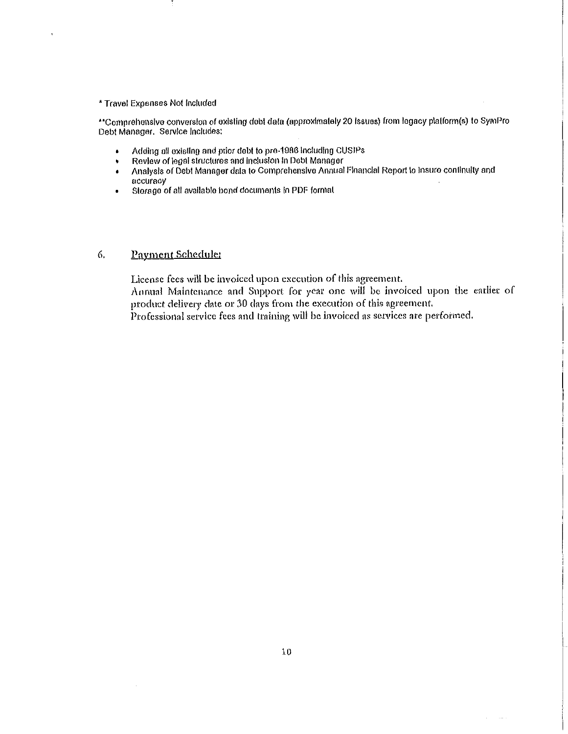* Travel Expenses Not Included

**Comprehensive conversion of existing debt data (approximately 20 issues) from legacy platform(s) to SymPro Debt Manager. Service includes:

- Adding all existing and prior debt to pre-1986 including CUSIPs
- Review of legal structures and inclusion in Debt Manager
- Analysis of Debt Manager data to Comprehensive Annual Financial Report to insure continuity and accuracy
- Storage of all available bond documents in PDF format

## 6. Payment Schedule:

License fees will be invoiced upon execution of this agreement.
Annual Maintenance and Support for year one will be invoiced upon the earlier of product delivery date or 30 days from the execution of this agreement.
Professional service fees and training will be invoiced as services are performed.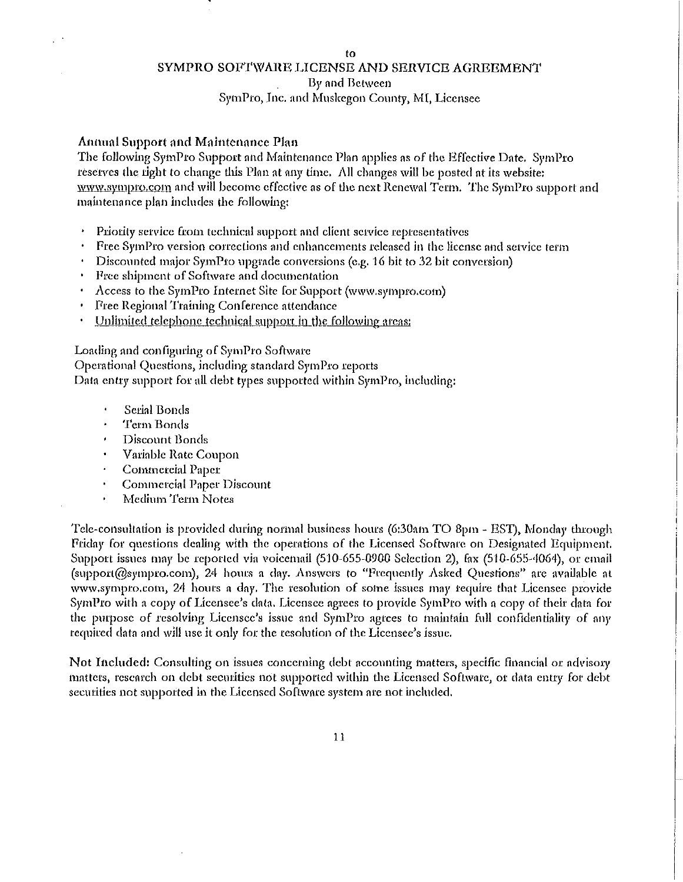to

SYMPRO SOFTWARE LICENSE AND SERVICE AGREEMENT

By and Between

SymPro, Inc. and Muskegon County, MI, Licensee

## Annual Support and Maintenance Plan

The following SymPro Support and Maintenance Plan applies as of the Effective Date. SymPro reserves the right to change this Plan at any time. All changes will be posted at its website: www.sympro.com and will become effective as of the next Renewal Term. The SymPro support and maintenance plan includes the following:

- Priority service from technical support and client service representatives
- Free SymPro version corrections and enhancements released in the license and service term
- Discounted major SymPro upgrade conversions (e.g. 16 bit to 32 bit conversion)
- Free shipment of Software and documentation
- Access to the SymPro Internet Site for Support (www.sympro.com)
- Free Regional Training Conference attendance
- Unlimited telephone technical support in the following areas:

Loading and configuring of SymPro Software
Operational Questions, including standard SymPro reports
Data entry support for all debt types supported within SymPro, including:

- Serial Bonds
- Term Bonds
- Discount Bonds
- Variable Rate Coupon
- Commercial Paper
- Commercial Paper Discount
- Medium Term Notes

Tele-consultation is provided during normal business hours (6:30am TO 8pm - EST), Monday through Friday for questions dealing with the operations of the Licensed Software on Designated Equipment. Support issues may be reported via voicemail (510-655-0900 Selection 2), fax (510-655-4064), or email (support@sympro.com), 24 hours a day. Answers to "Frequently Asked Questions" are available at www.sympro.com, 24 hours a day. The resolution of some issues may require that Licensee provide SymPro with a copy of Licensee's data. Licensee agrees to provide SymPro with a copy of their data for the purpose of resolving Licensee's issue and SymPro agrees to maintain full confidentiality of any required data and will use it only for the resolution of the Licensee's issue.

Not Included: Consulting on issues concerning debt accounting matters, specific financial or advisory matters, research on debt securities not supported within the Licensed Software, or data entry for debt securities not supported in the Licensed Software system are not included.